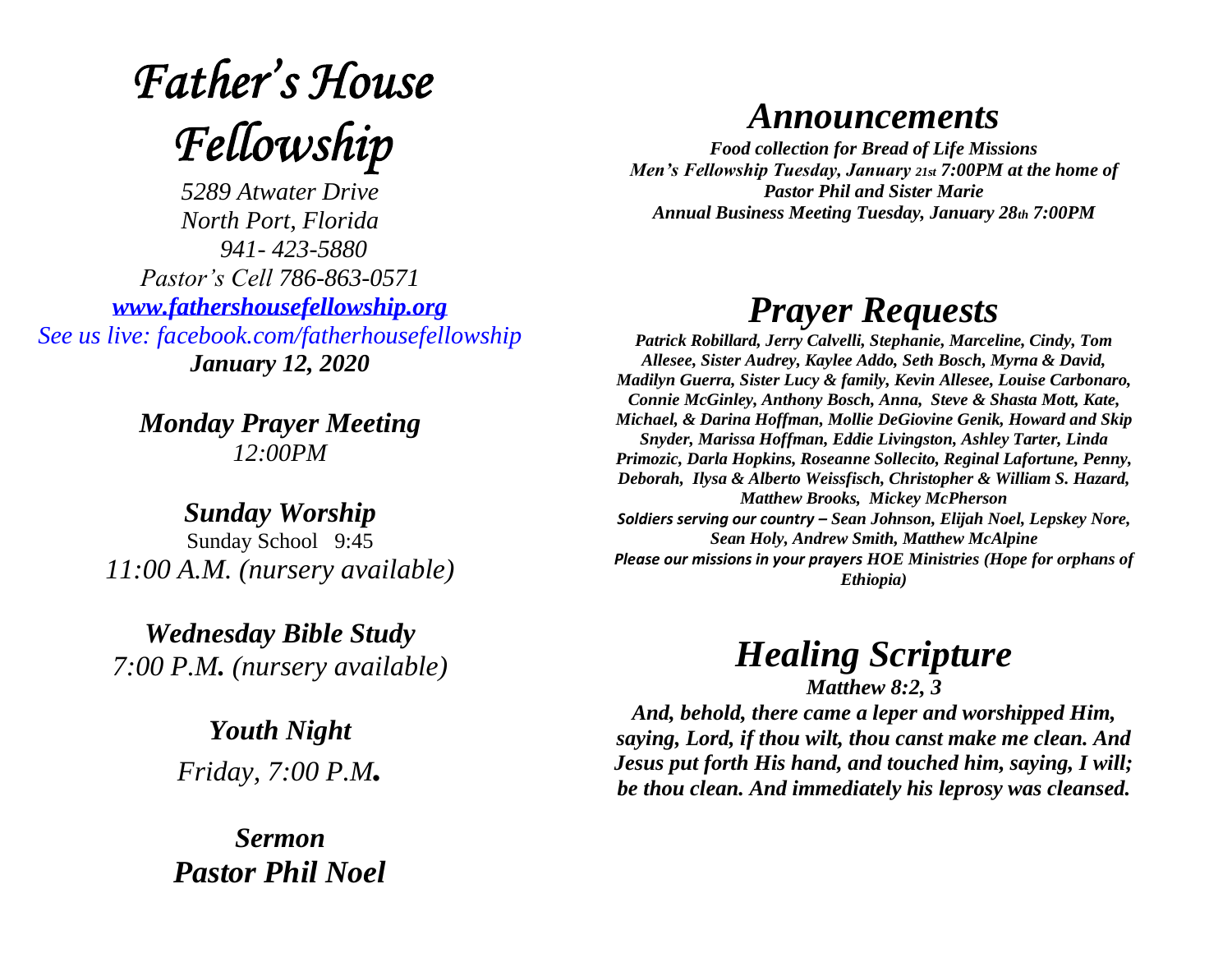# *Father's House Fellowship*

*5289 Atwater Drive*
*North Port, Florida*
*941- 423-5880*
*Pastor's Cell 786-863-0571*
*www.fathershousefellowship.org*
*See us live: facebook.com/fatherhousefellowship*
***January 12, 2020***

***Monday Prayer Meeting***
*12:00PM*

***Sunday Worship***
Sunday School 9:45
*11:00 A.M. (nursery available)*

***Wednesday Bible Study***
*7:00 P.M. (nursery available)*

***Youth Night***
*Friday, 7:00 P.M.*

***Sermon***
***Pastor Phil Noel***

## *Announcements*

***Food collection for Bread of Life Missions***
***Men's Fellowship Tuesday, January 21st 7:00PM at the home of Pastor Phil and Sister Marie***
***Annual Business Meeting Tuesday, January 28th 7:00PM***

## *Prayer Requests*

***Patrick Robillard, Jerry Calvelli, Stephanie, Marceline, Cindy, Tom Allesee, Sister Audrey, Kaylee Addo, Seth Bosch, Myrna & David, Madilyn Guerra, Sister Lucy & family, Kevin Allesee, Louise Carbonaro, Connie McGinley, Anthony Bosch, Anna, Steve & Shasta Mott, Kate, Michael, & Darina Hoffman, Mollie DeGiovine Genik, Howard and Skip Snyder, Marissa Hoffman, Eddie Livingston, Ashley Tarter, Linda Primozic, Darla Hopkins, Roseanne Sollecito, Reginal Lafortune, Penny, Deborah, Ilysa & Alberto Weissfisch, Christopher & William S. Hazard, Matthew Brooks, Mickey McPherson***
***Soldiers serving our country – Sean Johnson, Elijah Noel, Lepskey Nore, Sean Holy, Andrew Smith, Matthew McAlpine***
***Please our missions in your prayers HOE Ministries (Hope for orphans of Ethiopia)***

## *Healing Scripture*

***Matthew 8:2, 3***
***And, behold, there came a leper and worshipped Him, saying, Lord, if thou wilt, thou canst make me clean. And Jesus put forth His hand, and touched him, saying, I will; be thou clean. And immediately his leprosy was cleansed.***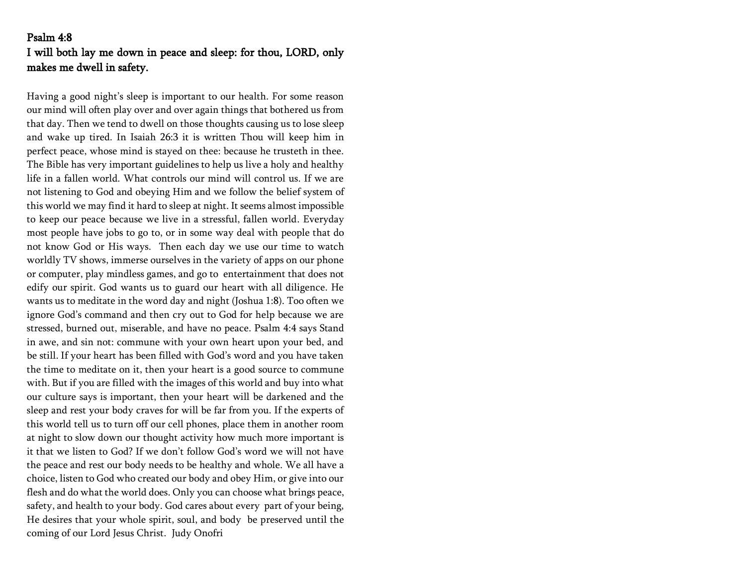**Psalm 4:8**
**I will both lay me down in peace and sleep: for thou, LORD, only makes me dwell in safety.**

Having a good night's sleep is important to our health. For some reason our mind will often play over and over again things that bothered us from that day. Then we tend to dwell on those thoughts causing us to lose sleep and wake up tired. In Isaiah 26:3 it is written Thou will keep him in perfect peace, whose mind is stayed on thee: because he trusteth in thee. The Bible has very important guidelines to help us live a holy and healthy life in a fallen world. What controls our mind will control us. If we are not listening to God and obeying Him and we follow the belief system of this world we may find it hard to sleep at night. It seems almost impossible to keep our peace because we live in a stressful, fallen world. Everyday most people have jobs to go to, or in some way deal with people that do not know God or His ways. Then each day we use our time to watch worldly TV shows, immerse ourselves in the variety of apps on our phone or computer, play mindless games, and go to entertainment that does not edify our spirit. God wants us to guard our heart with all diligence. He wants us to meditate in the word day and night (Joshua 1:8). Too often we ignore God's command and then cry out to God for help because we are stressed, burned out, miserable, and have no peace. Psalm 4:4 says Stand in awe, and sin not: commune with your own heart upon your bed, and be still. If your heart has been filled with God's word and you have taken the time to meditate on it, then your heart is a good source to commune with. But if you are filled with the images of this world and buy into what our culture says is important, then your heart will be darkened and the sleep and rest your body craves for will be far from you. If the experts of this world tell us to turn off our cell phones, place them in another room at night to slow down our thought activity how much more important is it that we listen to God? If we don't follow God's word we will not have the peace and rest our body needs to be healthy and whole. We all have a choice, listen to God who created our body and obey Him, or give into our flesh and do what the world does. Only you can choose what brings peace, safety, and health to your body. God cares about every part of your being, He desires that your whole spirit, soul, and body be preserved until the coming of our Lord Jesus Christ. Judy Onofri